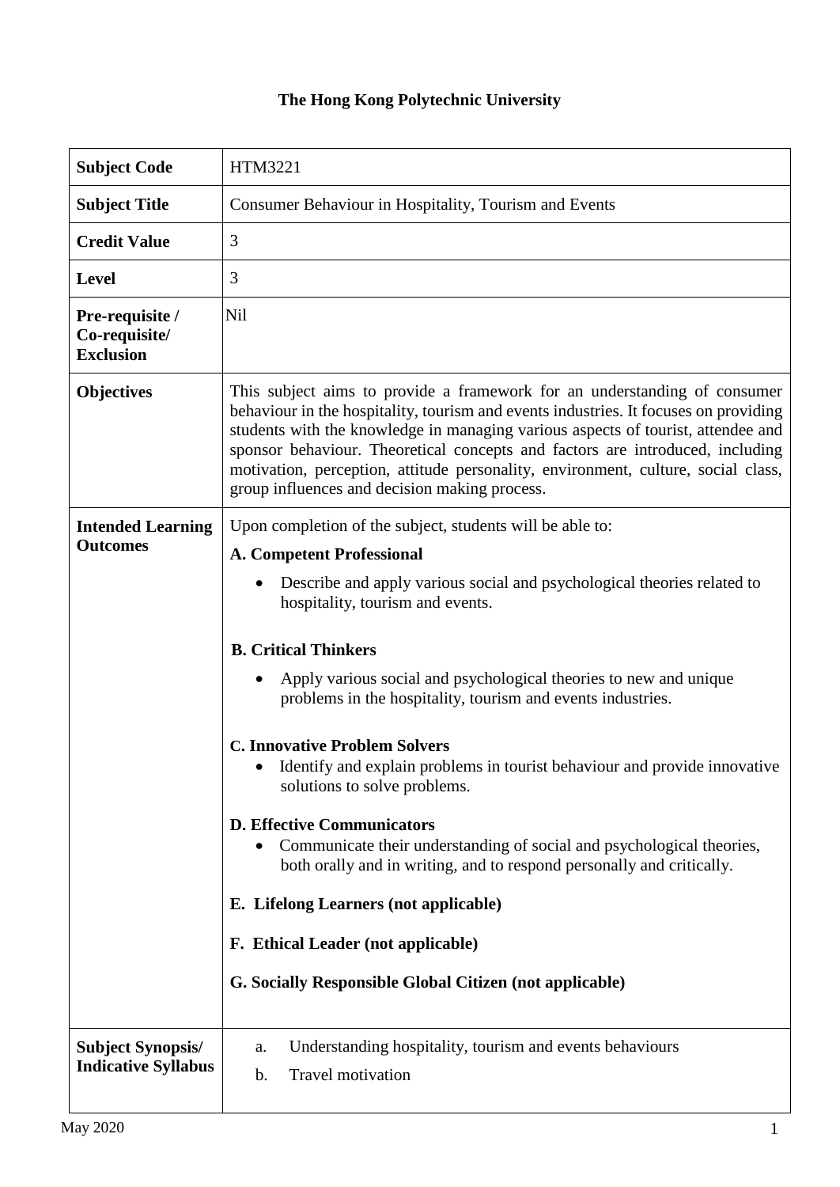**The Hong Kong Polytechnic University**

| **Subject Code** | HTM3221 |
|---|---|
| **Subject Title** | Consumer Behaviour in Hospitality, Tourism and Events |
| **Credit Value** | 3 |
| **Level** | 3 |
| **Pre-requisite / Co-requisite/ Exclusion** | Nil |
| **Objectives** | This subject aims to provide a framework for an understanding of consumer behaviour in the hospitality, tourism and events industries. It focuses on providing students with the knowledge in managing various aspects of tourist, attendee and sponsor behaviour. Theoretical concepts and factors are introduced, including motivation, perception, attitude personality, environment, culture, social class, group influences and decision making process. |
| **Intended Learning Outcomes** | Upon completion of the subject, students will be able to:<br><br>**A. Competent Professional**<br>• Describe and apply various social and psychological theories related to hospitality, tourism and events.<br><br>**B. Critical Thinkers**<br>• Apply various social and psychological theories to new and unique problems in the hospitality, tourism and events industries.<br><br>**C. Innovative Problem Solvers**<br>• Identify and explain problems in tourist behaviour and provide innovative solutions to solve problems.<br><br>**D. Effective Communicators**<br>• Communicate their understanding of social and psychological theories, both orally and in writing, and to respond personally and critically.<br><br>**E. Lifelong Learners (not applicable)**<br><br>**F. Ethical Leader (not applicable)**<br><br>**G. Socially Responsible Global Citizen (not applicable)** |
| **Subject Synopsis/ Indicative Syllabus** | a. Understanding hospitality, tourism and events behaviours<br>b. Travel motivation |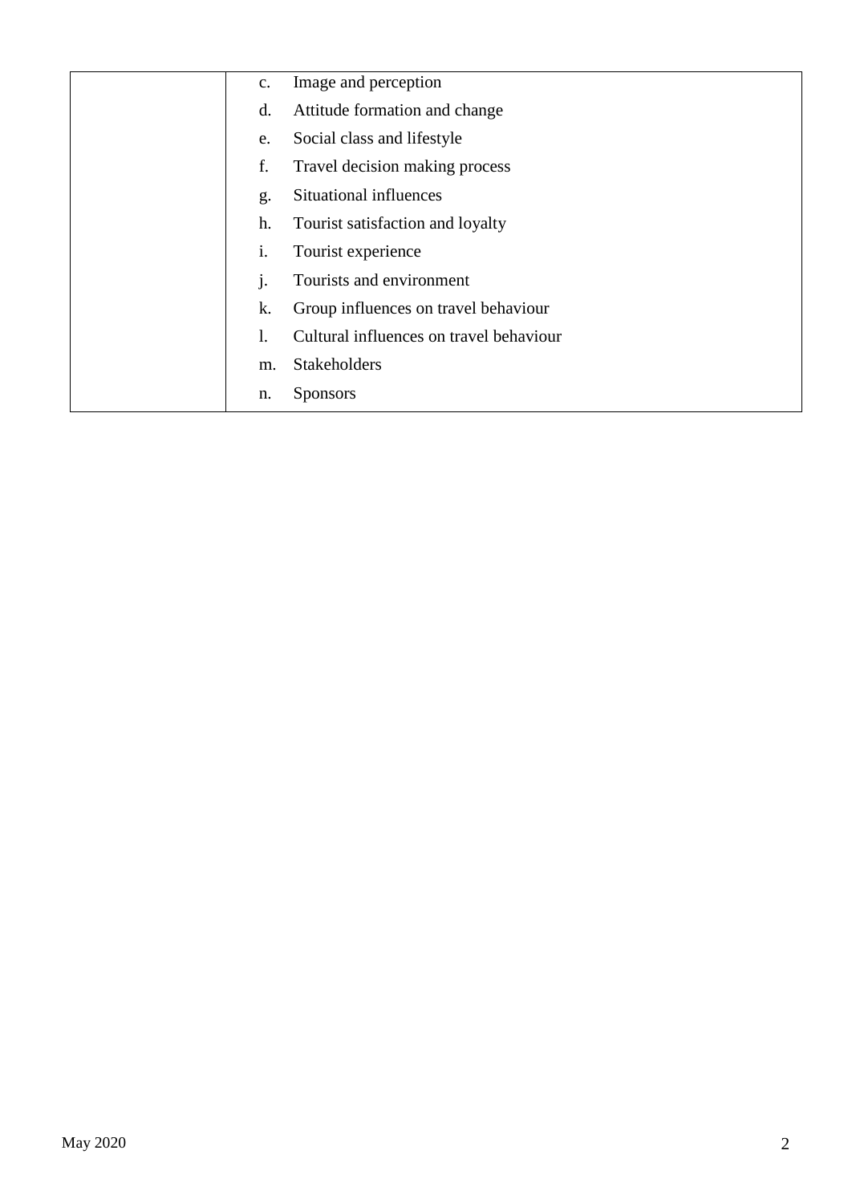| | |
|---|---|
| | c. Image and perception<br>d. Attitude formation and change<br>e. Social class and lifestyle<br>f. Travel decision making process<br>g. Situational influences<br>h. Tourist satisfaction and loyalty<br>i. Tourist experience<br>j. Tourists and environment<br>k. Group influences on travel behaviour<br>l. Cultural influences on travel behaviour<br>m. Stakeholders<br>n. Sponsors |

May 2020